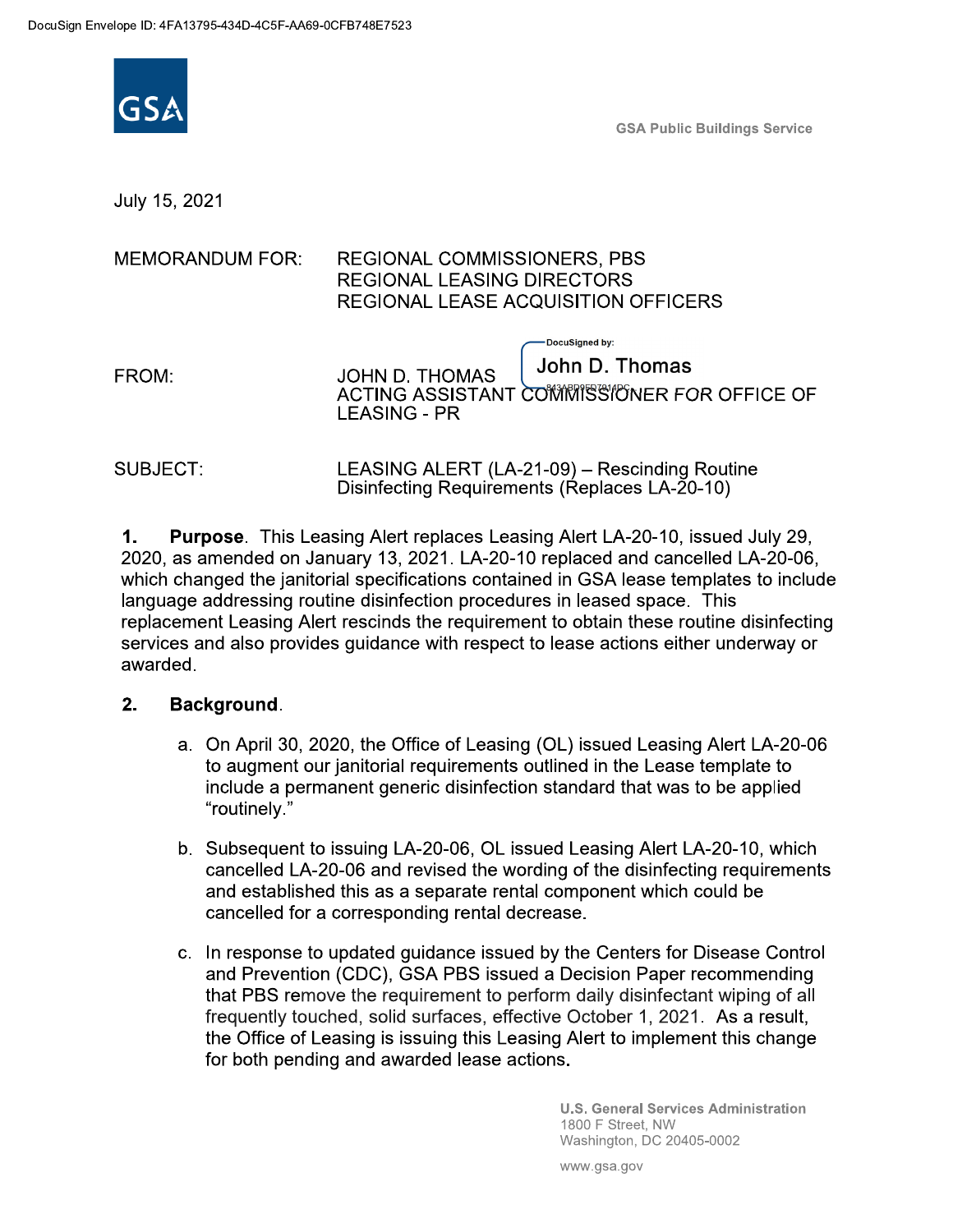DocuSign Envelope ID: 4FA13795-434D-4C5F-AA69-0CFB748E7523

GSA

GSA Public Buildings Service

July 15, 2021

MEMORANDUM FOR: REGIONAL COMMISSIONERS, PBS
REGIONAL LEASING DIRECTORS
REGIONAL LEASE ACQUISITION OFFICERS

FROM: JOHN D. THOMAS
ACTING ASSISTANT COMMISSIONER FOR OFFICE OF LEASING - PR

DocuSigned by: John D. Thomas

SUBJECT: LEASING ALERT (LA-21-09) – Rescinding Routine Disinfecting Requirements (Replaces LA-20-10)

1. **Purpose**. This Leasing Alert replaces Leasing Alert LA-20-10, issued July 29, 2020, as amended on January 13, 2021. LA-20-10 replaced and cancelled LA-20-06, which changed the janitorial specifications contained in GSA lease templates to include language addressing routine disinfection procedures in leased space. This replacement Leasing Alert rescinds the requirement to obtain these routine disinfecting services and also provides guidance with respect to lease actions either underway or awarded.

2. **Background**.

   a. On April 30, 2020, the Office of Leasing (OL) issued Leasing Alert LA-20-06 to augment our janitorial requirements outlined in the Lease template to include a permanent generic disinfection standard that was to be applied "routinely."

   b. Subsequent to issuing LA-20-06, OL issued Leasing Alert LA-20-10, which cancelled LA-20-06 and revised the wording of the disinfecting requirements and established this as a separate rental component which could be cancelled for a corresponding rental decrease.

   c. In response to updated guidance issued by the Centers for Disease Control and Prevention (CDC), GSA PBS issued a Decision Paper recommending that PBS remove the requirement to perform daily disinfectant wiping of all frequently touched, solid surfaces, effective October 1, 2021. As a result, the Office of Leasing is issuing this Leasing Alert to implement this change for both pending and awarded lease actions.

U.S. General Services Administration
1800 F Street, NW
Washington, DC 20405-0002

www.gsa.gov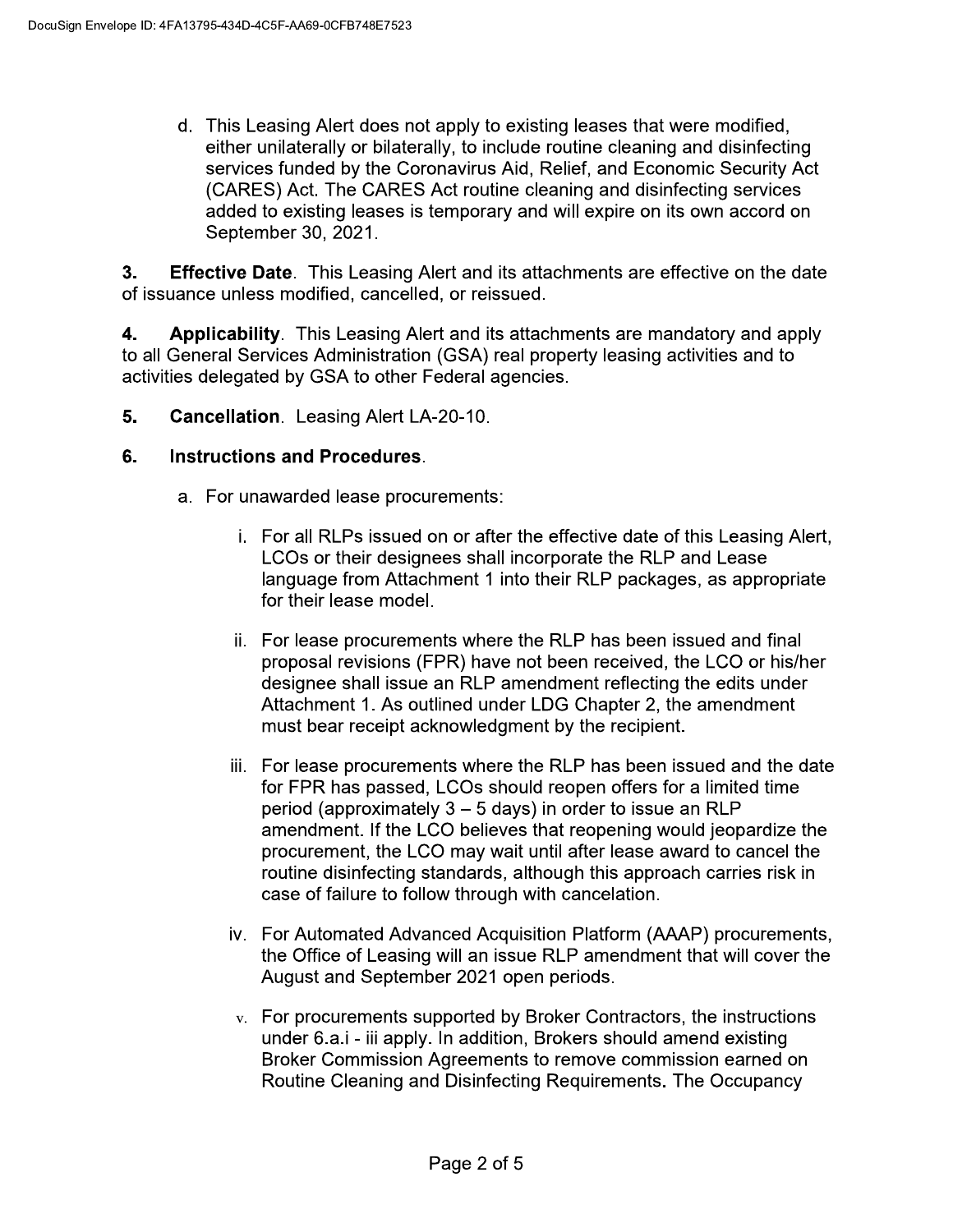d. This Leasing Alert does not apply to existing leases that were modified, either unilaterally or bilaterally, to include routine cleaning and disinfecting services funded by the Coronavirus Aid, Relief, and Economic Security Act (CARES) Act. The CARES Act routine cleaning and disinfecting services added to existing leases is temporary and will expire on its own accord on September 30, 2021.

**3. Effective Date**. This Leasing Alert and its attachments are effective on the date of issuance unless modified, cancelled, or reissued.

**4. Applicability**. This Leasing Alert and its attachments are mandatory and apply to all General Services Administration (GSA) real property leasing activities and to activities delegated by GSA to other Federal agencies.

**5. Cancellation**. Leasing Alert LA-20-10.

**6. Instructions and Procedures**.

a. For unawarded lease procurements:

i. For all RLPs issued on or after the effective date of this Leasing Alert, LCOs or their designees shall incorporate the RLP and Lease language from Attachment 1 into their RLP packages, as appropriate for their lease model.

ii. For lease procurements where the RLP has been issued and final proposal revisions (FPR) have not been received, the LCO or his/her designee shall issue an RLP amendment reflecting the edits under Attachment 1. As outlined under LDG Chapter 2, the amendment must bear receipt acknowledgment by the recipient.

iii. For lease procurements where the RLP has been issued and the date for FPR has passed, LCOs should reopen offers for a limited time period (approximately 3 – 5 days) in order to issue an RLP amendment. If the LCO believes that reopening would jeopardize the procurement, the LCO may wait until after lease award to cancel the routine disinfecting standards, although this approach carries risk in case of failure to follow through with cancelation.

iv. For Automated Advanced Acquisition Platform (AAAP) procurements, the Office of Leasing will an issue RLP amendment that will cover the August and September 2021 open periods.

v. For procurements supported by Broker Contractors, the instructions under 6.a.i - iii apply. In addition, Brokers should amend existing Broker Commission Agreements to remove commission earned on Routine Cleaning and Disinfecting Requirements. The Occupancy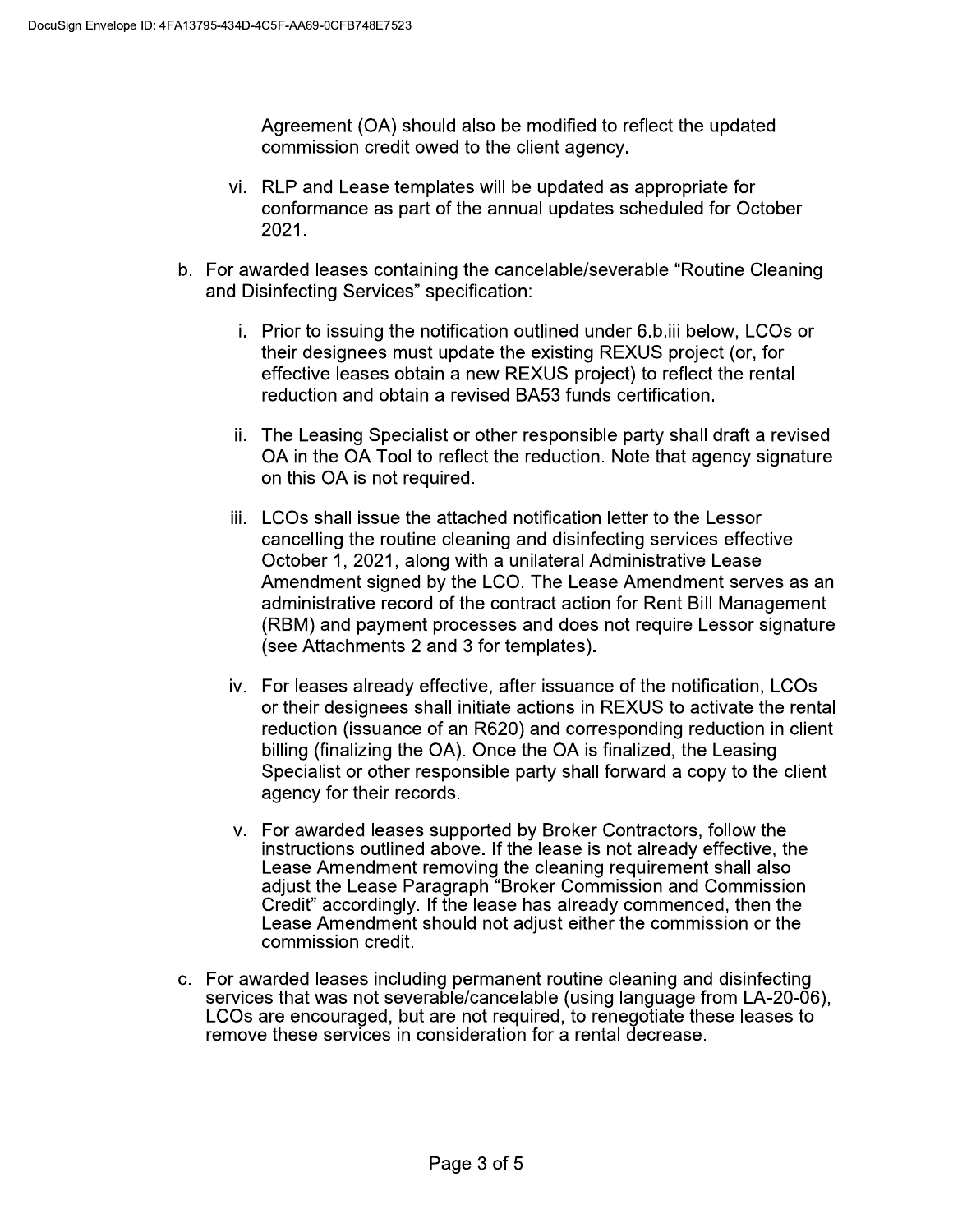Agreement (OA) should also be modified to reflect the updated commission credit owed to the client agency.

vi. RLP and Lease templates will be updated as appropriate for conformance as part of the annual updates scheduled for October 2021.

b. For awarded leases containing the cancelable/severable "Routine Cleaning and Disinfecting Services" specification:

   i. Prior to issuing the notification outlined under 6.b.iii below, LCOs or their designees must update the existing REXUS project (or, for effective leases obtain a new REXUS project) to reflect the rental reduction and obtain a revised BA53 funds certification.

   ii. The Leasing Specialist or other responsible party shall draft a revised OA in the OA Tool to reflect the reduction. Note that agency signature on this OA is not required.

   iii. LCOs shall issue the attached notification letter to the Lessor cancelling the routine cleaning and disinfecting services effective October 1, 2021, along with a unilateral Administrative Lease Amendment signed by the LCO. The Lease Amendment serves as an administrative record of the contract action for Rent Bill Management (RBM) and payment processes and does not require Lessor signature (see Attachments 2 and 3 for templates).

   iv. For leases already effective, after issuance of the notification, LCOs or their designees shall initiate actions in REXUS to activate the rental reduction (issuance of an R620) and corresponding reduction in client billing (finalizing the OA). Once the OA is finalized, the Leasing Specialist or other responsible party shall forward a copy to the client agency for their records.

   v. For awarded leases supported by Broker Contractors, follow the instructions outlined above. If the lease is not already effective, the Lease Amendment removing the cleaning requirement shall also adjust the Lease Paragraph "Broker Commission and Commission Credit" accordingly. If the lease has already commenced, then the Lease Amendment should not adjust either the commission or the commission credit.

c. For awarded leases including permanent routine cleaning and disinfecting services that was not severable/cancelable (using language from LA-20-06), LCOs are encouraged, but are not required, to renegotiate these leases to remove these services in consideration for a rental decrease.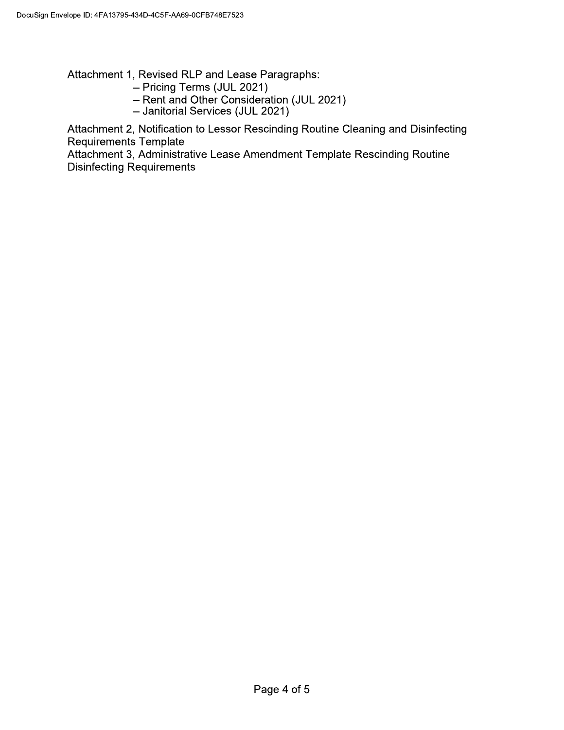Attachment 1, Revised RLP and Lease Paragraphs:

- Pricing Terms (JUL 2021)
- Rent and Other Consideration (JUL 2021)
- Janitorial Services (JUL 2021)

Attachment 2, Notification to Lessor Rescinding Routine Cleaning and Disinfecting Requirements Template

Attachment 3, Administrative Lease Amendment Template Rescinding Routine Disinfecting Requirements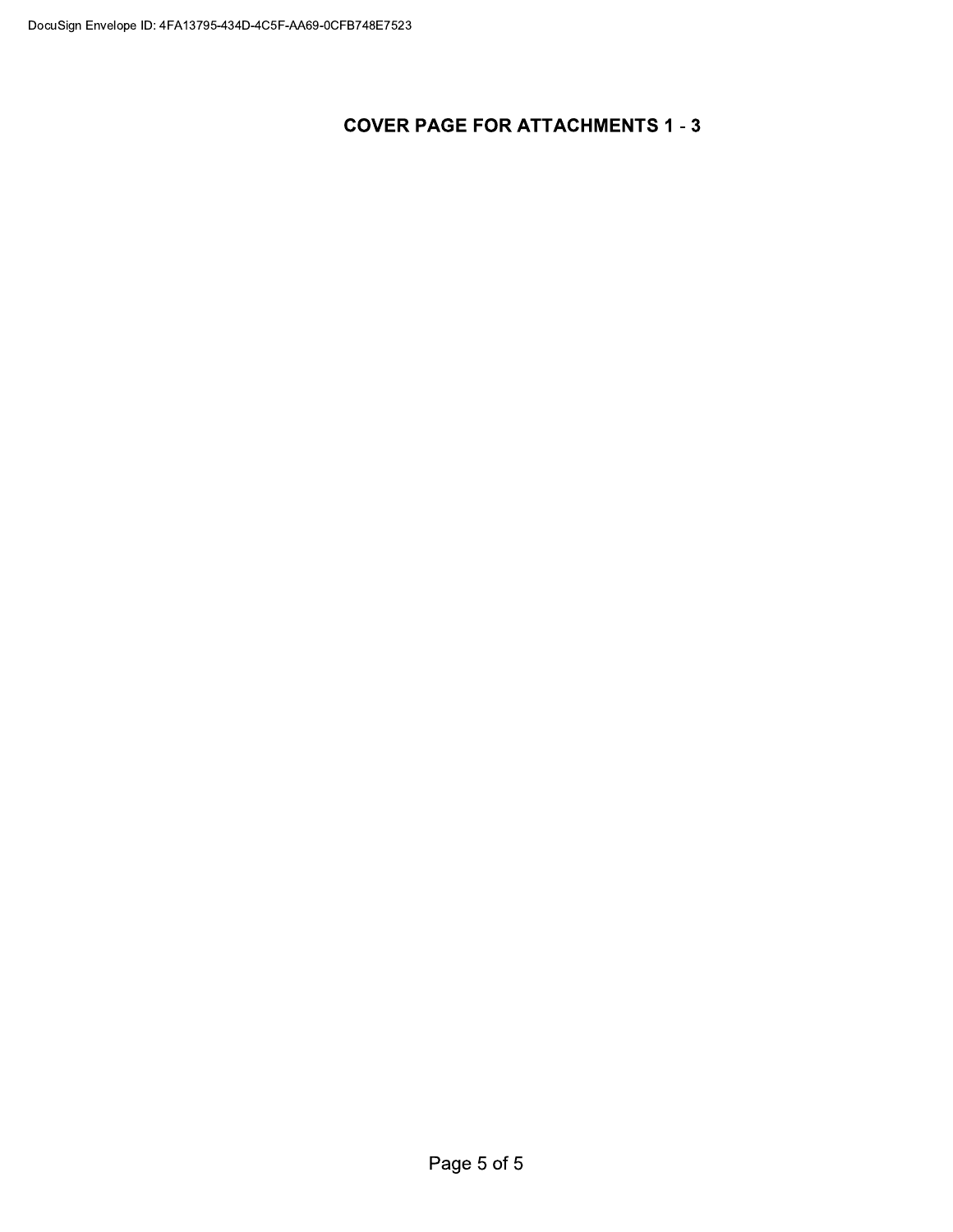# COVER PAGE FOR ATTACHMENTS 1 - 3